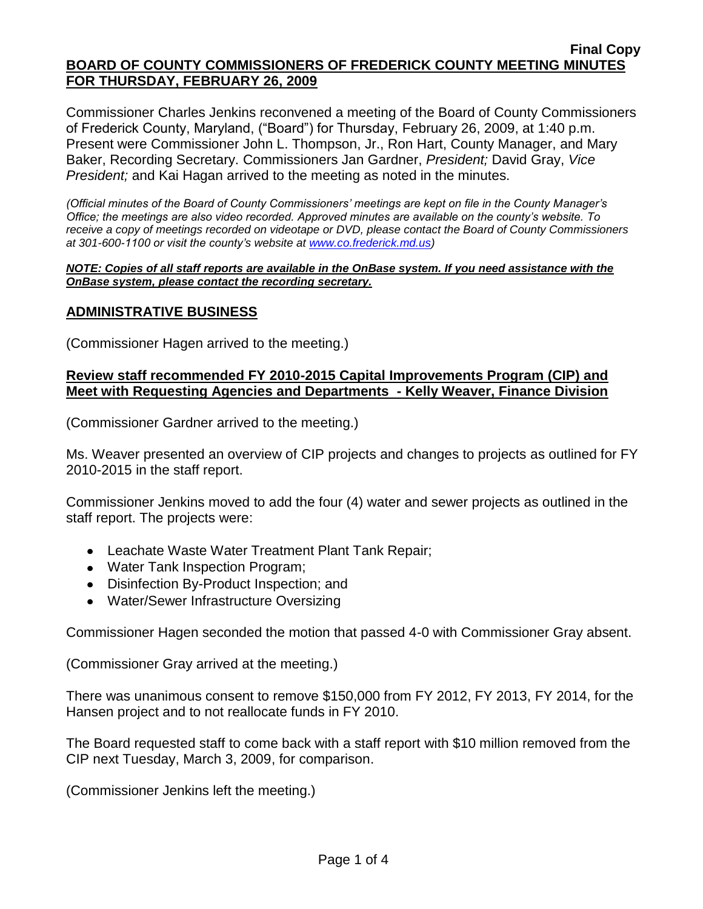**Final Copy**

**BOARD OF COUNTY COMMISSIONERS OF FREDERICK COUNTY MEETING MINUTES FOR THURSDAY, FEBRUARY 26, 2009**

Commissioner Charles Jenkins reconvened a meeting of the Board of County Commissioners of Frederick County, Maryland, ("Board") for Thursday, February 26, 2009, at 1:40 p.m. Present were Commissioner John L. Thompson, Jr., Ron Hart, County Manager, and Mary Baker, Recording Secretary. Commissioners Jan Gardner, *President;* David Gray, *Vice President;* and Kai Hagan arrived to the meeting as noted in the minutes.

*(Official minutes of the Board of County Commissioners' meetings are kept on file in the County Manager's Office; the meetings are also video recorded. Approved minutes are available on the county's website. To receive a copy of meetings recorded on videotape or DVD, please contact the Board of County Commissioners at 301-600-1100 or visit the county's website at www.co.frederick.md.us)*

***NOTE: Copies of all staff reports are available in the OnBase system. If you need assistance with the OnBase system, please contact the recording secretary.***

## ADMINISTRATIVE BUSINESS

(Commissioner Hagen arrived to the meeting.)

### Review staff recommended FY 2010-2015 Capital Improvements Program (CIP) and Meet with Requesting Agencies and Departments - Kelly Weaver, Finance Division

(Commissioner Gardner arrived to the meeting.)

Ms. Weaver presented an overview of CIP projects and changes to projects as outlined for FY 2010-2015 in the staff report.

Commissioner Jenkins moved to add the four (4) water and sewer projects as outlined in the staff report. The projects were:

- Leachate Waste Water Treatment Plant Tank Repair;
- Water Tank Inspection Program;
- Disinfection By-Product Inspection; and
- Water/Sewer Infrastructure Oversizing

Commissioner Hagen seconded the motion that passed 4-0 with Commissioner Gray absent.

(Commissioner Gray arrived at the meeting.)

There was unanimous consent to remove $150,000 from FY 2012, FY 2013, FY 2014, for the Hansen project and to not reallocate funds in FY 2010.

The Board requested staff to come back with a staff report with $10 million removed from the CIP next Tuesday, March 3, 2009, for comparison.

(Commissioner Jenkins left the meeting.)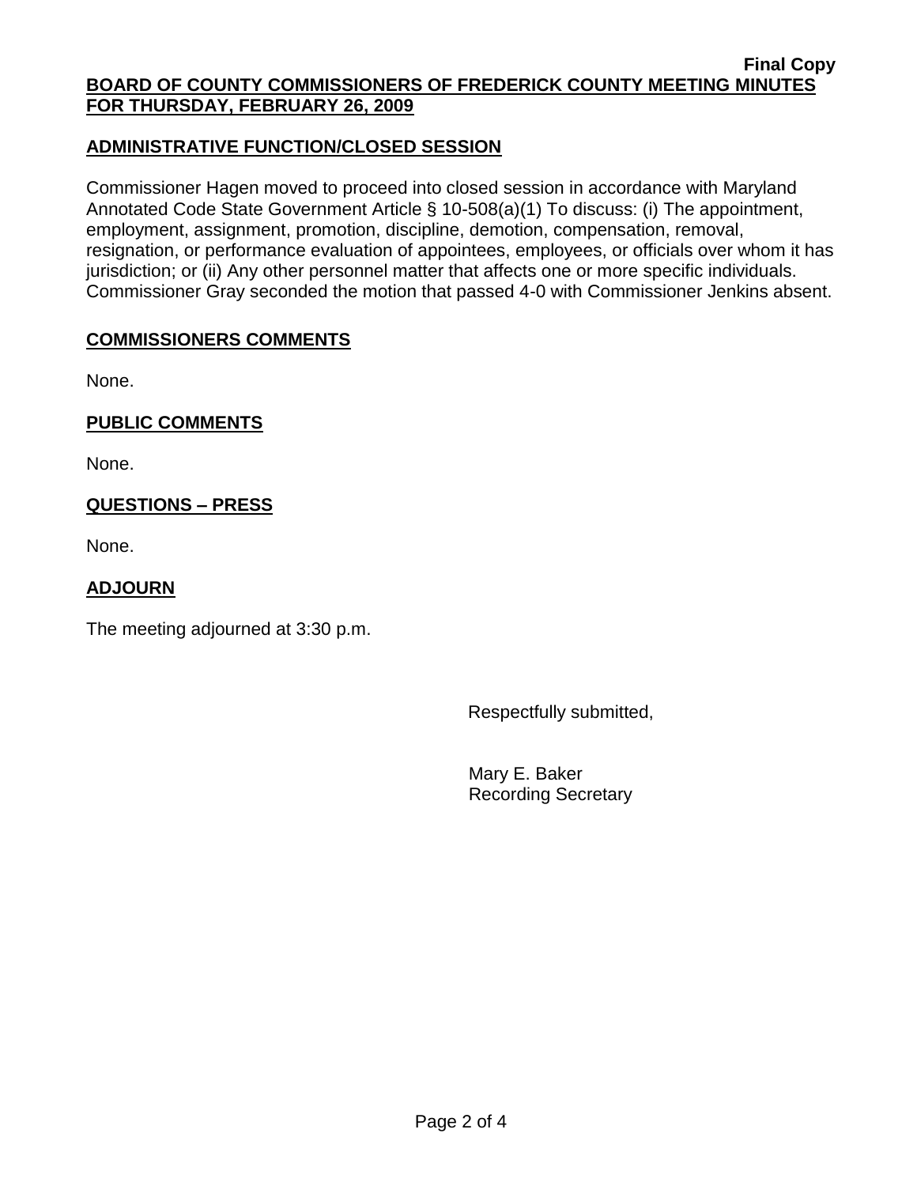**Final Copy**

**BOARD OF COUNTY COMMISSIONERS OF FREDERICK COUNTY MEETING MINUTES FOR THURSDAY, FEBRUARY 26, 2009**

## ADMINISTRATIVE FUNCTION/CLOSED SESSION

Commissioner Hagen moved to proceed into closed session in accordance with Maryland Annotated Code State Government Article § 10-508(a)(1) To discuss: (i) The appointment, employment, assignment, promotion, discipline, demotion, compensation, removal, resignation, or performance evaluation of appointees, employees, or officials over whom it has jurisdiction; or (ii) Any other personnel matter that affects one or more specific individuals. Commissioner Gray seconded the motion that passed 4-0 with Commissioner Jenkins absent.

## COMMISSIONERS COMMENTS

None.

## PUBLIC COMMENTS

None.

## QUESTIONS – PRESS

None.

## ADJOURN

The meeting adjourned at 3:30 p.m.

Respectfully submitted,

Mary E. Baker
Recording Secretary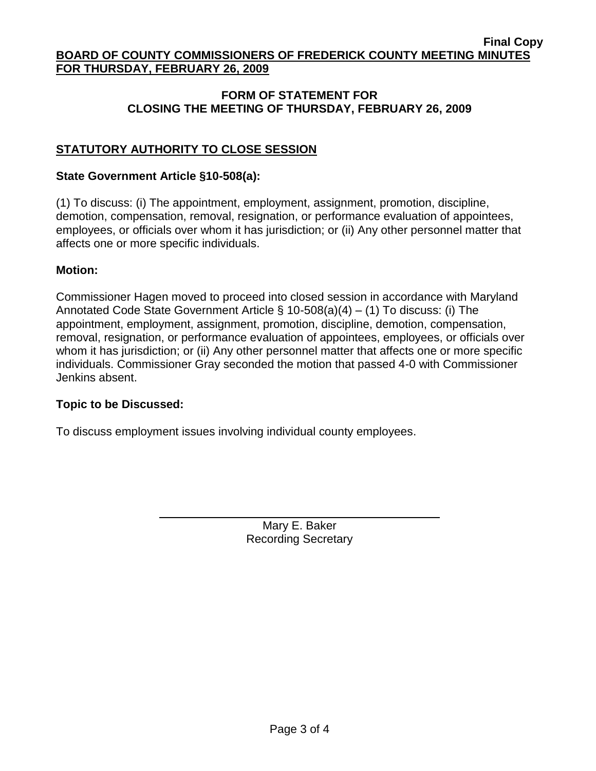**Final Copy**

**BOARD OF COUNTY COMMISSIONERS OF FREDERICK COUNTY MEETING MINUTES FOR THURSDAY, FEBRUARY 26, 2009**

## FORM OF STATEMENT FOR CLOSING THE MEETING OF THURSDAY, FEBRUARY 26, 2009

### STATUTORY AUTHORITY TO CLOSE SESSION

**State Government Article §10-508(a):**

(1) To discuss: (i) The appointment, employment, assignment, promotion, discipline, demotion, compensation, removal, resignation, or performance evaluation of appointees, employees, or officials over whom it has jurisdiction; or (ii) Any other personnel matter that affects one or more specific individuals.

**Motion:**

Commissioner Hagen moved to proceed into closed session in accordance with Maryland Annotated Code State Government Article § 10-508(a)(4) – (1) To discuss: (i) The appointment, employment, assignment, promotion, discipline, demotion, compensation, removal, resignation, or performance evaluation of appointees, employees, or officials over whom it has jurisdiction; or (ii) Any other personnel matter that affects one or more specific individuals. Commissioner Gray seconded the motion that passed 4-0 with Commissioner Jenkins absent.

**Topic to be Discussed:**

To discuss employment issues involving individual county employees.

Mary E. Baker
Recording Secretary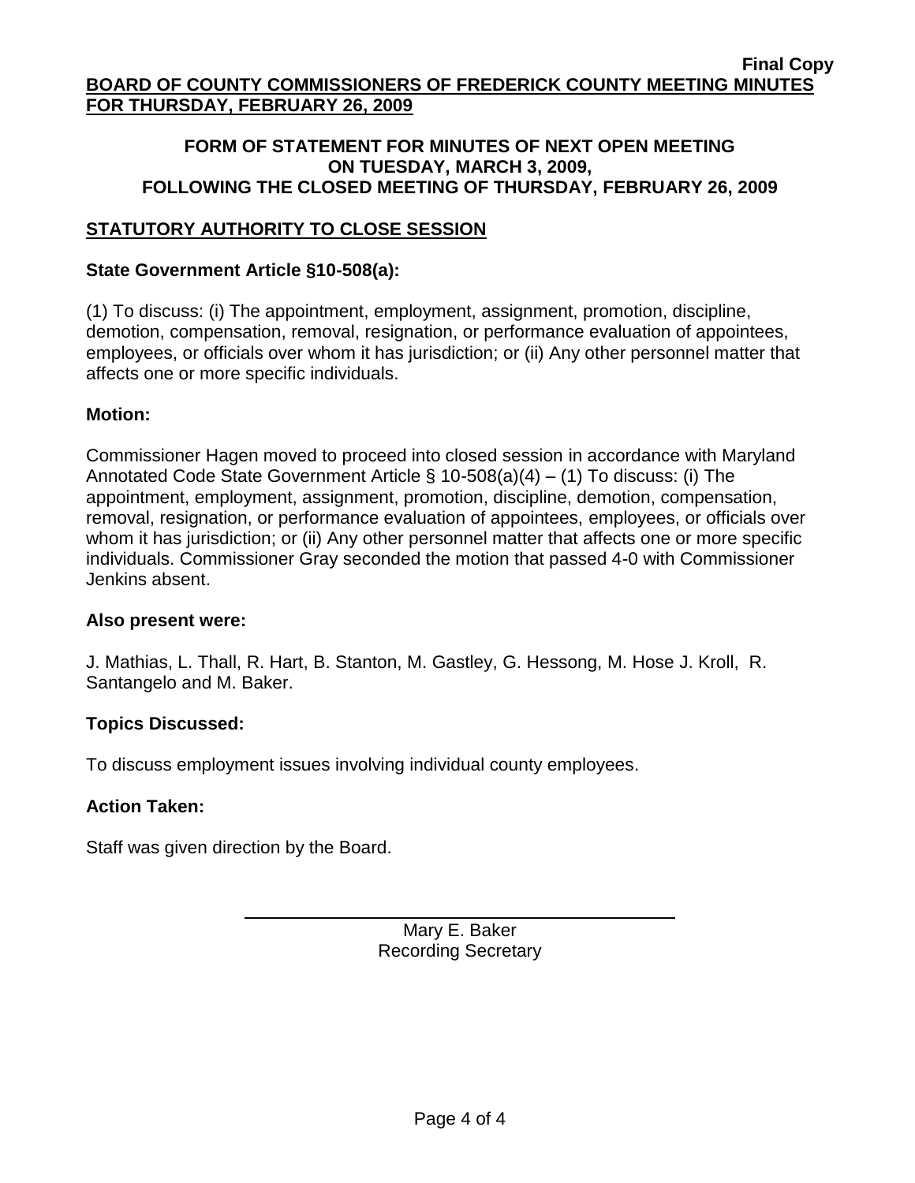**Final Copy**

**BOARD OF COUNTY COMMISSIONERS OF FREDERICK COUNTY MEETING MINUTES FOR THURSDAY, FEBRUARY 26, 2009**

**FORM OF STATEMENT FOR MINUTES OF NEXT OPEN MEETING ON TUESDAY, MARCH 3, 2009, FOLLOWING THE CLOSED MEETING OF THURSDAY, FEBRUARY 26, 2009**

## STATUTORY AUTHORITY TO CLOSE SESSION

### State Government Article §10-508(a):

(1) To discuss: (i) The appointment, employment, assignment, promotion, discipline, demotion, compensation, removal, resignation, or performance evaluation of appointees, employees, or officials over whom it has jurisdiction; or (ii) Any other personnel matter that affects one or more specific individuals.

### Motion:

Commissioner Hagen moved to proceed into closed session in accordance with Maryland Annotated Code State Government Article § 10-508(a)(4) – (1) To discuss: (i) The appointment, employment, assignment, promotion, discipline, demotion, compensation, removal, resignation, or performance evaluation of appointees, employees, or officials over whom it has jurisdiction; or (ii) Any other personnel matter that affects one or more specific individuals. Commissioner Gray seconded the motion that passed 4-0 with Commissioner Jenkins absent.

### Also present were:

J. Mathias, L. Thall, R. Hart, B. Stanton, M. Gastley, G. Hessong, M. Hose J. Kroll, R. Santangelo and M. Baker.

### Topics Discussed:

To discuss employment issues involving individual county employees.

### Action Taken:

Staff was given direction by the Board.

Mary E. Baker
Recording Secretary